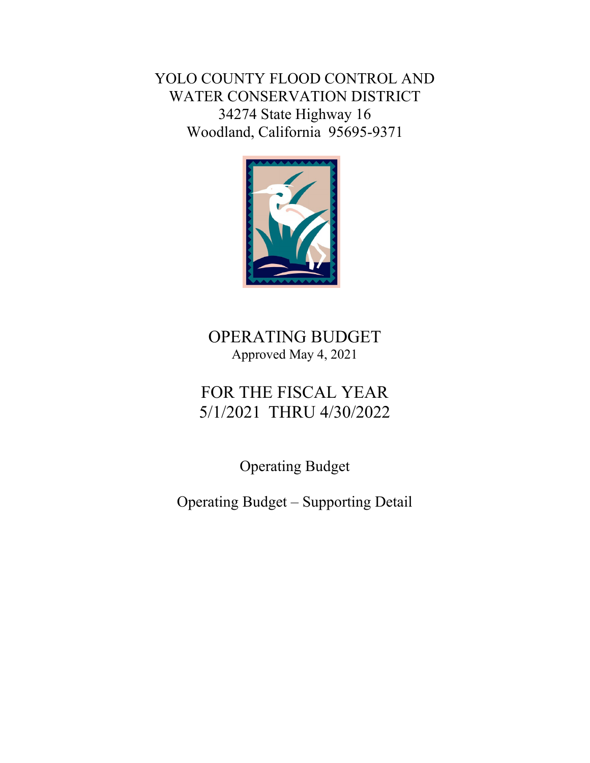# YOLO COUNTY FLOOD CONTROL AND WATER CONSERVATION DISTRICT

34274 State Highway 16
Woodland, California 95695-9371

## OPERATING BUDGET

Approved May 4, 2021

## FOR THE FISCAL YEAR 5/1/2021 THRU 4/30/2022

Operating Budget

Operating Budget – Supporting Detail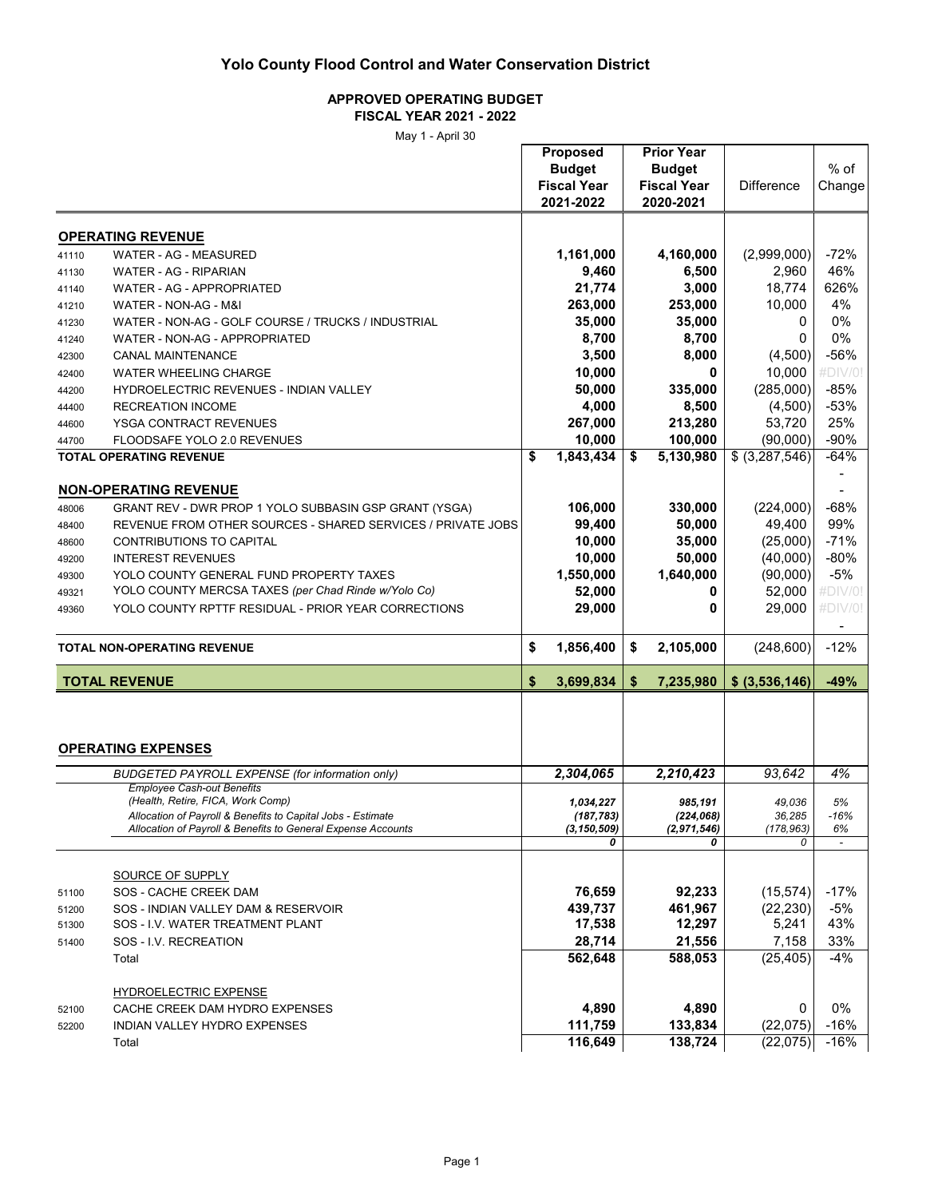# Yolo County Flood Control and Water Conservation District

## APPROVED OPERATING BUDGET
## FISCAL YEAR 2021 - 2022

May 1 - April 30

| | | Proposed Budget Fiscal Year 2021-2022 | Prior Year Budget Fiscal Year 2020-2021 | Difference | % of Change |
|---|---|---|---|---|---|
| | **OPERATING REVENUE** | | | | |
| 41110 | WATER - AG - MEASURED | **1,161,000** | **4,160,000** | (2,999,000) | -72% |
| 41130 | WATER - AG - RIPARIAN | **9,460** | **6,500** | 2,960 | 46% |
| 41140 | WATER - AG - APPROPRIATED | **21,774** | **3,000** | 18,774 | 626% |
| 41210 | WATER - NON-AG - M&I | **263,000** | **253,000** | 10,000 | 4% |
| 41230 | WATER - NON-AG - GOLF COURSE / TRUCKS / INDUSTRIAL | **35,000** | **35,000** | 0 | 0% |
| 41240 | WATER - NON-AG - APPROPRIATED | **8,700** | **8,700** | 0 | 0% |
| 42300 | CANAL MAINTENANCE | **3,500** | **8,000** | (4,500) | -56% |
| 42400 | WATER WHEELING CHARGE | **10,000** | **0** | 10,000 | #DIV/0! |
| 44200 | HYDROELECTRIC REVENUES - INDIAN VALLEY | **50,000** | **335,000** | (285,000) | -85% |
| 44400 | RECREATION INCOME | **4,000** | **8,500** | (4,500) | -53% |
| 44600 | YSGA CONTRACT REVENUES | **267,000** | **213,280** | 53,720 | 25% |
| 44700 | FLOODSAFE YOLO 2.0 REVENUES | **10,000** | **100,000** | (90,000) | -90% |
| | **TOTAL OPERATING REVENUE** | **$ 1,843,434** | **$ 5,130,980** | $ (3,287,546) | -64% |
| | | | | | - |
| | **NON-OPERATING REVENUE** | | | | - |
| 48006 | GRANT REV - DWR PROP 1 YOLO SUBBASIN GSP GRANT (YSGA) | **106,000** | **330,000** | (224,000) | -68% |
| 48400 | REVENUE FROM OTHER SOURCES - SHARED SERVICES / PRIVATE JOBS | **99,400** | **50,000** | 49,400 | 99% |
| 48600 | CONTRIBUTIONS TO CAPITAL | **10,000** | **35,000** | (25,000) | -71% |
| 49200 | INTEREST REVENUES | **10,000** | **50,000** | (40,000) | -80% |
| 49300 | YOLO COUNTY GENERAL FUND PROPERTY TAXES | **1,550,000** | **1,640,000** | (90,000) | -5% |
| 49321 | YOLO COUNTY MERCSA TAXES *(per Chad Rinde w/Yolo Co)* | **52,000** | **0** | 52,000 | #DIV/0! |
| 49360 | YOLO COUNTY RPTTF RESIDUAL - PRIOR YEAR CORRECTIONS | **29,000** | **0** | 29,000 | #DIV/0! |
| | | | | | - |
| | **TOTAL NON-OPERATING REVENUE** | **$ 1,856,400** | **$ 2,105,000** | (248,600) | -12% |
| | **TOTAL REVENUE** | **$ 3,699,834** | **$ 7,235,980** | **$ (3,536,146)** | **-49%** |
| | **OPERATING EXPENSES** | | | | |
| | *BUDGETED PAYROLL EXPENSE (for information only)* | ***2,304,065*** | ***2,210,423*** | *93,642* | *4%* |
| | *Employee Cash-out Benefits (Health, Retire, FICA, Work Comp)* | ***1,034,227*** | ***985,191*** | *49,036* | *5%* |
| | *Allocation of Payroll & Benefits to Capital Jobs - Estimate* | ***(187,783)*** | ***(224,068)*** | *36,285* | *-16%* |
| | *Allocation of Payroll & Benefits to General Expense Accounts* | ***(3,150,509)*** | ***(2,971,546)*** | *(178,963)* | *6%* |
| | | ***0*** | ***0*** | *0* | - |
| | SOURCE OF SUPPLY | | | | |
| 51100 | SOS - CACHE CREEK DAM | **76,659** | **92,233** | (15,574) | -17% |
| 51200 | SOS - INDIAN VALLEY DAM & RESERVOIR | **439,737** | **461,967** | (22,230) | -5% |
| 51300 | SOS - I.V. WATER TREATMENT PLANT | **17,538** | **12,297** | 5,241 | 43% |
| 51400 | SOS - I.V. RECREATION | **28,714** | **21,556** | 7,158 | 33% |
| | Total | **562,648** | **588,053** | (25,405) | -4% |
| | HYDROELECTRIC EXPENSE | | | | |
| 52100 | CACHE CREEK DAM HYDRO EXPENSES | **4,890** | **4,890** | 0 | 0% |
| 52200 | INDIAN VALLEY HYDRO EXPENSES | **111,759** | **133,834** | (22,075) | -16% |
| | Total | **116,649** | **138,724** | (22,075) | -16% |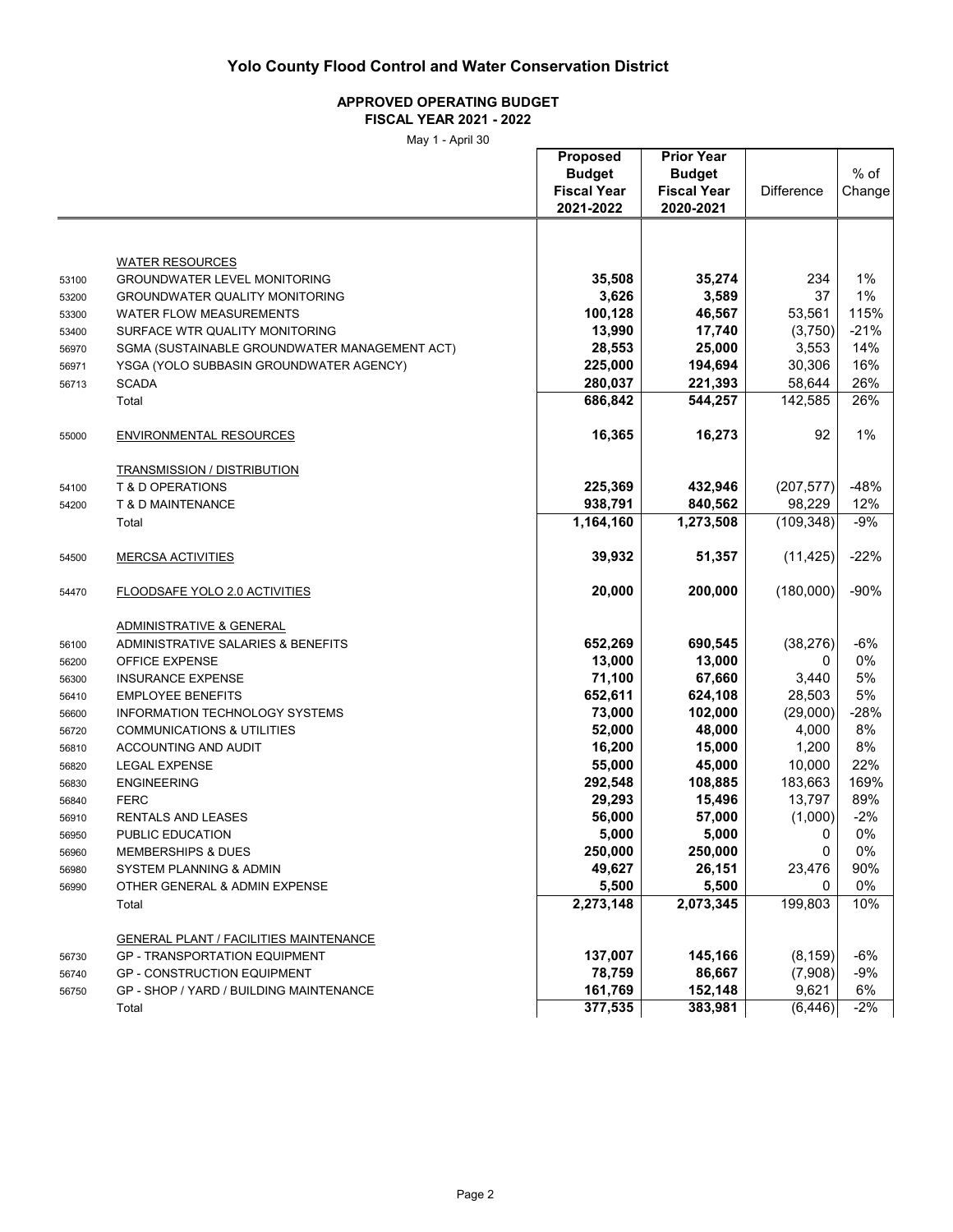# Yolo County Flood Control and Water Conservation District

## APPROVED OPERATING BUDGET

### FISCAL YEAR 2021 - 2022

May 1 - April 30

| | | Proposed Budget Fiscal Year 2021-2022 | Prior Year Budget Fiscal Year 2020-2021 | Difference | % of Change |
|---|---|---|---|---|---|
| | WATER RESOURCES | | | | |
| 53100 | GROUNDWATER LEVEL MONITORING | **35,508** | **35,274** | 234 | 1% |
| 53200 | GROUNDWATER QUALITY MONITORING | **3,626** | **3,589** | 37 | 1% |
| 53300 | WATER FLOW MEASUREMENTS | **100,128** | **46,567** | 53,561 | 115% |
| 53400 | SURFACE WTR QUALITY MONITORING | **13,990** | **17,740** | (3,750) | -21% |
| 56970 | SGMA (SUSTAINABLE GROUNDWATER MANAGEMENT ACT) | **28,553** | **25,000** | 3,553 | 14% |
| 56971 | YSGA (YOLO SUBBASIN GROUNDWATER AGENCY) | **225,000** | **194,694** | 30,306 | 16% |
| 56713 | SCADA | **280,037** | **221,393** | 58,644 | 26% |
| | Total | **686,842** | **544,257** | 142,585 | 26% |
| 55000 | ENVIRONMENTAL RESOURCES | **16,365** | **16,273** | 92 | 1% |
| | TRANSMISSION / DISTRIBUTION | | | | |
| 54100 | T & D OPERATIONS | **225,369** | **432,946** | (207,577) | -48% |
| 54200 | T & D MAINTENANCE | **938,791** | **840,562** | 98,229 | 12% |
| | Total | **1,164,160** | **1,273,508** | (109,348) | -9% |
| 54500 | MERCSA ACTIVITIES | **39,932** | **51,357** | (11,425) | -22% |
| 54470 | FLOODSAFE YOLO 2.0 ACTIVITIES | **20,000** | **200,000** | (180,000) | -90% |
| | ADMINISTRATIVE & GENERAL | | | | |
| 56100 | ADMINISTRATIVE SALARIES & BENEFITS | **652,269** | **690,545** | (38,276) | -6% |
| 56200 | OFFICE EXPENSE | **13,000** | **13,000** | 0 | 0% |
| 56300 | INSURANCE EXPENSE | **71,100** | **67,660** | 3,440 | 5% |
| 56410 | EMPLOYEE BENEFITS | **652,611** | **624,108** | 28,503 | 5% |
| 56600 | INFORMATION TECHNOLOGY SYSTEMS | **73,000** | **102,000** | (29,000) | -28% |
| 56720 | COMMUNICATIONS & UTILITIES | **52,000** | **48,000** | 4,000 | 8% |
| 56810 | ACCOUNTING AND AUDIT | **16,200** | **15,000** | 1,200 | 8% |
| 56820 | LEGAL EXPENSE | **55,000** | **45,000** | 10,000 | 22% |
| 56830 | ENGINEERING | **292,548** | **108,885** | 183,663 | 169% |
| 56840 | FERC | **29,293** | **15,496** | 13,797 | 89% |
| 56910 | RENTALS AND LEASES | **56,000** | **57,000** | (1,000) | -2% |
| 56950 | PUBLIC EDUCATION | **5,000** | **5,000** | 0 | 0% |
| 56960 | MEMBERSHIPS & DUES | **250,000** | **250,000** | 0 | 0% |
| 56980 | SYSTEM PLANNING & ADMIN | **49,627** | **26,151** | 23,476 | 90% |
| 56990 | OTHER GENERAL & ADMIN EXPENSE | **5,500** | **5,500** | 0 | 0% |
| | Total | **2,273,148** | **2,073,345** | 199,803 | 10% |
| | GENERAL PLANT / FACILITIES MAINTENANCE | | | | |
| 56730 | GP - TRANSPORTATION EQUIPMENT | **137,007** | **145,166** | (8,159) | -6% |
| 56740 | GP - CONSTRUCTION EQUIPMENT | **78,759** | **86,667** | (7,908) | -9% |
| 56750 | GP - SHOP / YARD / BUILDING MAINTENANCE | **161,769** | **152,148** | 9,621 | 6% |
| | Total | **377,535** | **383,981** | (6,446) | -2% |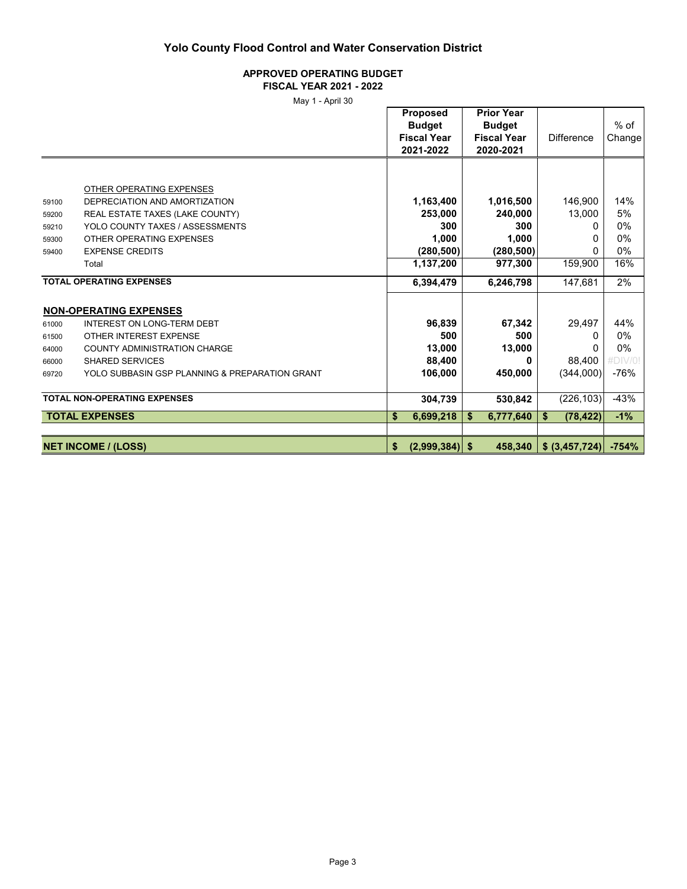# Yolo County Flood Control and Water Conservation District

## APPROVED OPERATING BUDGET
### FISCAL YEAR 2021 - 2022

May 1 - April 30

| | | Proposed Budget Fiscal Year 2021-2022 | Prior Year Budget Fiscal Year 2020-2021 | Difference | % of Change |
|---|---|---|---|---|---|
| | OTHER OPERATING EXPENSES | | | | |
| 59100 | DEPRECIATION AND AMORTIZATION | **1,163,400** | **1,016,500** | 146,900 | 14% |
| 59200 | REAL ESTATE TAXES (LAKE COUNTY) | **253,000** | **240,000** | 13,000 | 5% |
| 59210 | YOLO COUNTY TAXES / ASSESSMENTS | **300** | **300** | 0 | 0% |
| 59300 | OTHER OPERATING EXPENSES | **1,000** | **1,000** | 0 | 0% |
| 59400 | EXPENSE CREDITS | **(280,500)** | **(280,500)** | 0 | 0% |
| | Total | **1,137,200** | **977,300** | 159,900 | 16% |
| **TOTAL OPERATING EXPENSES** | | **6,394,479** | **6,246,798** | 147,681 | 2% |
| | | | | | |
| **NON-OPERATING EXPENSES** | | | | | |
| 61000 | INTEREST ON LONG-TERM DEBT | **96,839** | **67,342** | 29,497 | 44% |
| 61500 | OTHER INTEREST EXPENSE | **500** | **500** | 0 | 0% |
| 64000 | COUNTY ADMINISTRATION CHARGE | **13,000** | **13,000** | 0 | 0% |
| 66000 | SHARED SERVICES | **88,400** | **0** | 88,400 | #DIV/0! |
| 69720 | YOLO SUBBASIN GSP PLANNING & PREPARATION GRANT | **106,000** | **450,000** | (344,000) | -76% |
| **TOTAL NON-OPERATING EXPENSES** | | **304,739** | **530,842** | (226,103) | -43% |
| **TOTAL EXPENSES** | | **$ 6,699,218** | **$ 6,777,640** | **$ (78,422)** | **-1%** |
| | | | | | |
| **NET INCOME / (LOSS)** | | **$ (2,999,384)** | **$ 458,340** | **$ (3,457,724)** | **-754%** |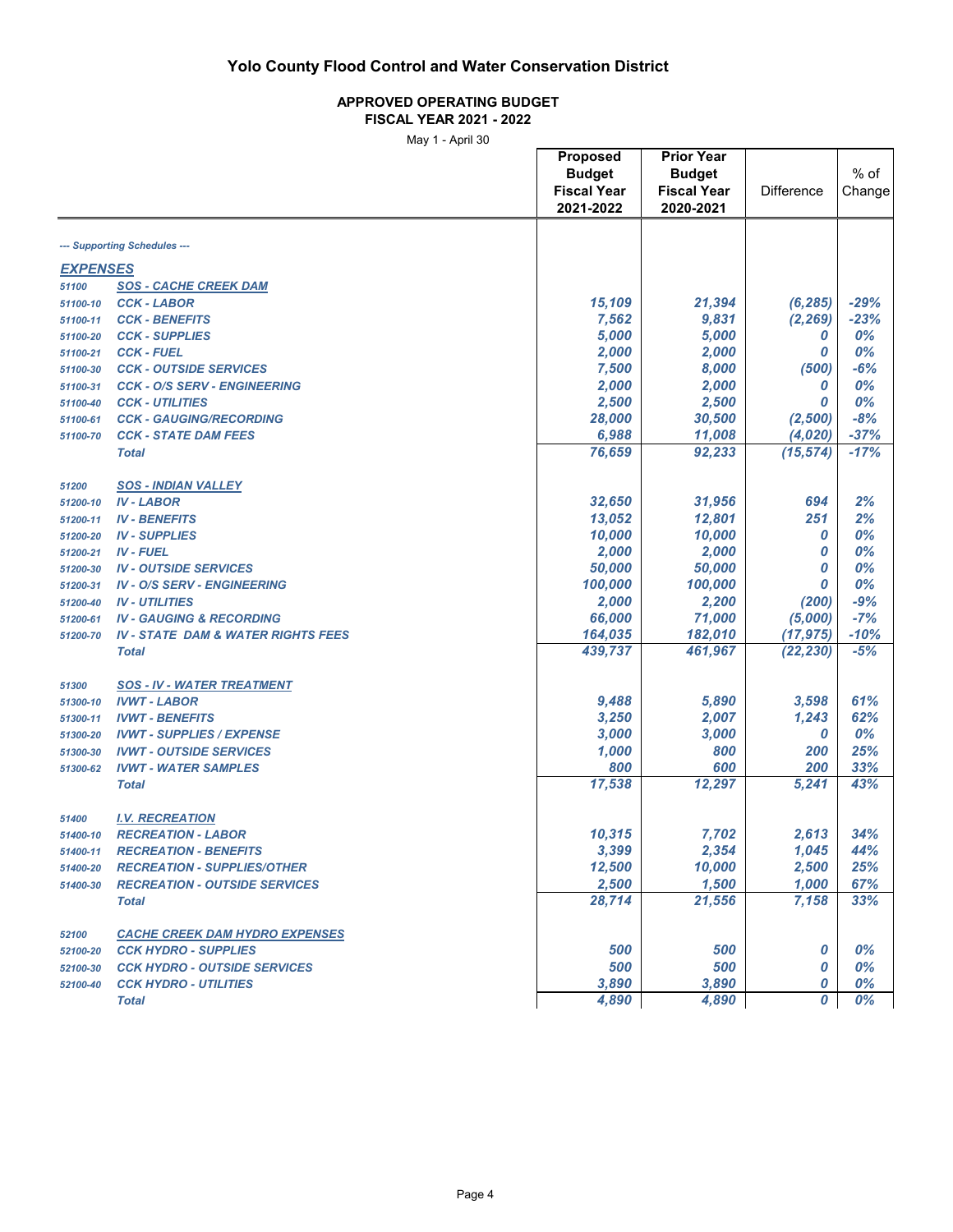# Yolo County Flood Control and Water Conservation District

## APPROVED OPERATING BUDGET
### FISCAL YEAR 2021 - 2022

May 1 - April 30

| | | Proposed Budget Fiscal Year 2021-2022 | Prior Year Budget Fiscal Year 2020-2021 | Difference | % of Change |
|---|---|---|---|---|---|
| *--- Supporting Schedules ---* | | | | | |
| ***EXPENSES*** | | | | | |
| *51100* | ***SOS - CACHE CREEK DAM*** | | | | |
| *51100-10* | ***CCK - LABOR*** | *15,109* | *21,394* | *(6,285)* | *-29%* |
| *51100-11* | ***CCK - BENEFITS*** | *7,562* | *9,831* | *(2,269)* | *-23%* |
| *51100-20* | ***CCK - SUPPLIES*** | *5,000* | *5,000* | *0* | *0%* |
| *51100-21* | ***CCK - FUEL*** | *2,000* | *2,000* | *0* | *0%* |
| *51100-30* | ***CCK - OUTSIDE SERVICES*** | *7,500* | *8,000* | *(500)* | *-6%* |
| *51100-31* | ***CCK - O/S SERV - ENGINEERING*** | *2,000* | *2,000* | *0* | *0%* |
| *51100-40* | ***CCK - UTILITIES*** | *2,500* | *2,500* | *0* | *0%* |
| *51100-61* | ***CCK - GAUGING/RECORDING*** | *28,000* | *30,500* | *(2,500)* | *-8%* |
| *51100-70* | ***CCK - STATE DAM FEES*** | *6,988* | *11,008* | *(4,020)* | *-37%* |
| | ***Total*** | *76,659* | *92,233* | *(15,574)* | *-17%* |
| *51200* | ***SOS - INDIAN VALLEY*** | | | | |
| *51200-10* | ***IV - LABOR*** | *32,650* | *31,956* | *694* | *2%* |
| *51200-11* | ***IV - BENEFITS*** | *13,052* | *12,801* | *251* | *2%* |
| *51200-20* | ***IV - SUPPLIES*** | *10,000* | *10,000* | *0* | *0%* |
| *51200-21* | ***IV - FUEL*** | *2,000* | *2,000* | *0* | *0%* |
| *51200-30* | ***IV - OUTSIDE SERVICES*** | *50,000* | *50,000* | *0* | *0%* |
| *51200-31* | ***IV - O/S SERV - ENGINEERING*** | *100,000* | *100,000* | *0* | *0%* |
| *51200-40* | ***IV - UTILITIES*** | *2,000* | *2,200* | *(200)* | *-9%* |
| *51200-61* | ***IV - GAUGING & RECORDING*** | *66,000* | *71,000* | *(5,000)* | *-7%* |
| *51200-70* | ***IV - STATE DAM & WATER RIGHTS FEES*** | *164,035* | *182,010* | *(17,975)* | *-10%* |
| | ***Total*** | *439,737* | *461,967* | *(22,230)* | *-5%* |
| *51300* | ***SOS - IV - WATER TREATMENT*** | | | | |
| *51300-10* | ***IVWT - LABOR*** | *9,488* | *5,890* | *3,598* | *61%* |
| *51300-11* | ***IVWT - BENEFITS*** | *3,250* | *2,007* | *1,243* | *62%* |
| *51300-20* | ***IVWT - SUPPLIES / EXPENSE*** | *3,000* | *3,000* | *0* | *0%* |
| *51300-30* | ***IVWT - OUTSIDE SERVICES*** | *1,000* | *800* | *200* | *25%* |
| *51300-62* | ***IVWT - WATER SAMPLES*** | *800* | *600* | *200* | *33%* |
| | ***Total*** | *17,538* | *12,297* | *5,241* | *43%* |
| *51400* | ***I.V. RECREATION*** | | | | |
| *51400-10* | ***RECREATION - LABOR*** | *10,315* | *7,702* | *2,613* | *34%* |
| *51400-11* | ***RECREATION - BENEFITS*** | *3,399* | *2,354* | *1,045* | *44%* |
| *51400-20* | ***RECREATION - SUPPLIES/OTHER*** | *12,500* | *10,000* | *2,500* | *25%* |
| *51400-30* | ***RECREATION - OUTSIDE SERVICES*** | *2,500* | *1,500* | *1,000* | *67%* |
| | ***Total*** | *28,714* | *21,556* | *7,158* | *33%* |
| *52100* | ***CACHE CREEK DAM HYDRO EXPENSES*** | | | | |
| *52100-20* | ***CCK HYDRO - SUPPLIES*** | *500* | *500* | *0* | *0%* |
| *52100-30* | ***CCK HYDRO - OUTSIDE SERVICES*** | *500* | *500* | *0* | *0%* |
| *52100-40* | ***CCK HYDRO - UTILITIES*** | *3,890* | *3,890* | *0* | *0%* |
| | ***Total*** | *4,890* | *4,890* | *0* | *0%* |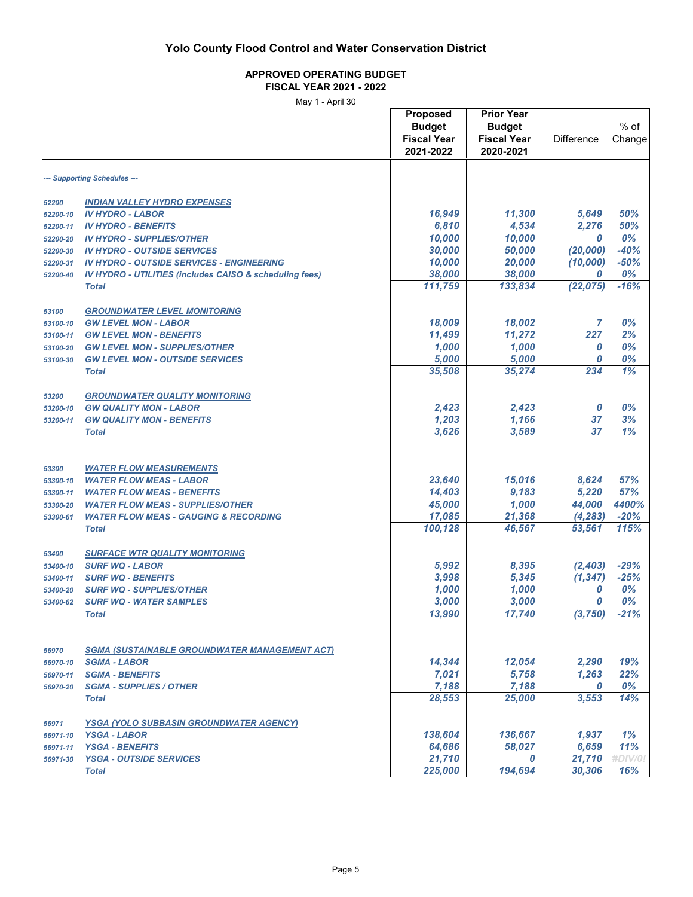# Yolo County Flood Control and Water Conservation District

## APPROVED OPERATING BUDGET
### FISCAL YEAR 2021 - 2022

May 1 - April 30

| | | Proposed Budget Fiscal Year 2021-2022 | Prior Year Budget Fiscal Year 2020-2021 | Difference | % of Change |
|---|---|---|---|---|---|
| *--- Supporting Schedules ---* | | | | | |
| 52200 | ***INDIAN VALLEY HYDRO EXPENSES*** | | | | |
| 52200-10 | ***IV HYDRO - LABOR*** | 16,949 | 11,300 | 5,649 | 50% |
| 52200-11 | ***IV HYDRO - BENEFITS*** | 6,810 | 4,534 | 2,276 | 50% |
| 52200-20 | ***IV HYDRO - SUPPLIES/OTHER*** | 10,000 | 10,000 | 0 | 0% |
| 52200-30 | ***IV HYDRO - OUTSIDE SERVICES*** | 30,000 | 50,000 | (20,000) | -40% |
| 52200-31 | ***IV HYDRO - OUTSIDE SERVICES - ENGINEERING*** | 10,000 | 20,000 | (10,000) | -50% |
| 52200-40 | ***IV HYDRO - UTILITIES (includes CAISO & scheduling fees)*** | 38,000 | 38,000 | 0 | 0% |
| | ***Total*** | 111,759 | 133,834 | (22,075) | -16% |
| 53100 | ***GROUNDWATER LEVEL MONITORING*** | | | | |
| 53100-10 | ***GW LEVEL MON - LABOR*** | 18,009 | 18,002 | 7 | 0% |
| 53100-11 | ***GW LEVEL MON - BENEFITS*** | 11,499 | 11,272 | 227 | 2% |
| 53100-20 | ***GW LEVEL MON - SUPPLIES/OTHER*** | 1,000 | 1,000 | 0 | 0% |
| 53100-30 | ***GW LEVEL MON - OUTSIDE SERVICES*** | 5,000 | 5,000 | 0 | 0% |
| | ***Total*** | 35,508 | 35,274 | 234 | 1% |
| 53200 | ***GROUNDWATER QUALITY MONITORING*** | | | | |
| 53200-10 | ***GW QUALITY MON - LABOR*** | 2,423 | 2,423 | 0 | 0% |
| 53200-11 | ***GW QUALITY MON - BENEFITS*** | 1,203 | 1,166 | 37 | 3% |
| | ***Total*** | 3,626 | 3,589 | 37 | 1% |
| 53300 | ***WATER FLOW MEASUREMENTS*** | | | | |
| 53300-10 | ***WATER FLOW MEAS - LABOR*** | 23,640 | 15,016 | 8,624 | 57% |
| 53300-11 | ***WATER FLOW MEAS - BENEFITS*** | 14,403 | 9,183 | 5,220 | 57% |
| 53300-20 | ***WATER FLOW MEAS - SUPPLIES/OTHER*** | 45,000 | 1,000 | 44,000 | 4400% |
| 53300-61 | ***WATER FLOW MEAS - GAUGING & RECORDING*** | 17,085 | 21,368 | (4,283) | -20% |
| | ***Total*** | 100,128 | 46,567 | 53,561 | 115% |
| 53400 | ***SURFACE WTR QUALITY MONITORING*** | | | | |
| 53400-10 | ***SURF WQ - LABOR*** | 5,992 | 8,395 | (2,403) | -29% |
| 53400-11 | ***SURF WQ - BENEFITS*** | 3,998 | 5,345 | (1,347) | -25% |
| 53400-20 | ***SURF WQ - SUPPLIES/OTHER*** | 1,000 | 1,000 | 0 | 0% |
| 53400-62 | ***SURF WQ - WATER SAMPLES*** | 3,000 | 3,000 | 0 | 0% |
| | ***Total*** | 13,990 | 17,740 | (3,750) | -21% |
| 56970 | ***SGMA (SUSTAINABLE GROUNDWATER MANAGEMENT ACT)*** | | | | |
| 56970-10 | ***SGMA - LABOR*** | 14,344 | 12,054 | 2,290 | 19% |
| 56970-11 | ***SGMA - BENEFITS*** | 7,021 | 5,758 | 1,263 | 22% |
| 56970-20 | ***SGMA - SUPPLIES / OTHER*** | 7,188 | 7,188 | 0 | 0% |
| | ***Total*** | 28,553 | 25,000 | 3,553 | 14% |
| 56971 | ***YSGA (YOLO SUBBASIN GROUNDWATER AGENCY)*** | | | | |
| 56971-10 | ***YSGA - LABOR*** | 138,604 | 136,667 | 1,937 | 1% |
| 56971-11 | ***YSGA - BENEFITS*** | 64,686 | 58,027 | 6,659 | 11% |
| 56971-30 | ***YSGA - OUTSIDE SERVICES*** | 21,710 | 0 | 21,710 | #DIV/0! |
| | ***Total*** | 225,000 | 194,694 | 30,306 | 16% |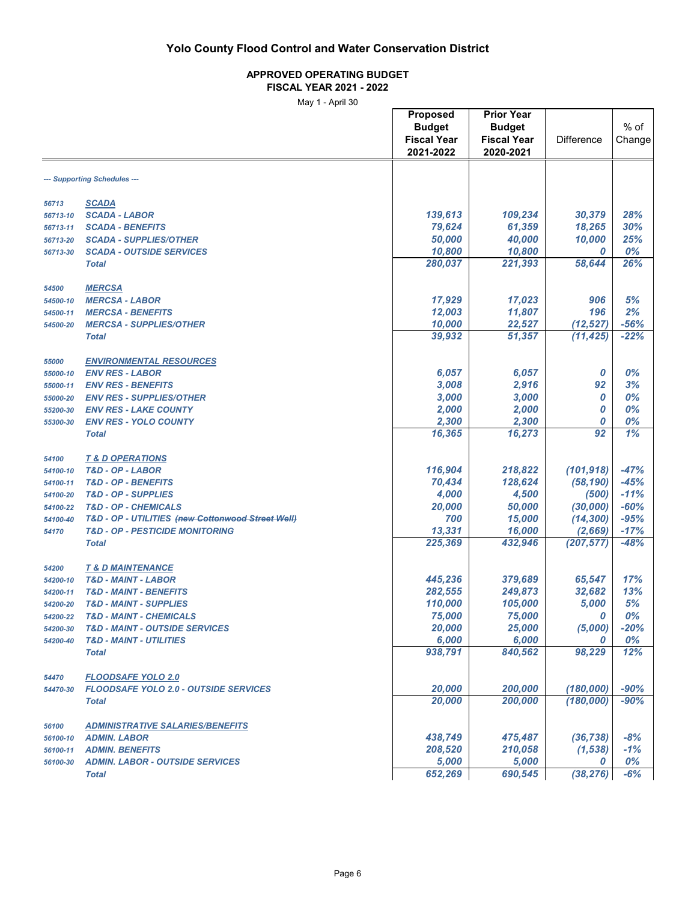# Yolo County Flood Control and Water Conservation District

## APPROVED OPERATING BUDGET
### FISCAL YEAR 2021 - 2022

May 1 - April 30

| | | Proposed Budget Fiscal Year 2021-2022 | Prior Year Budget Fiscal Year 2020-2021 | Difference | % of Change |
|---|---|---|---|---|---|
| | *--- Supporting Schedules ---* | | | | |
| | | | | | |
| *56713* | ***SCADA*** | | | | |
| *56713-10* | ***SCADA - LABOR*** | ***139,613*** | ***109,234*** | ***30,379*** | ***28%*** |
| *56713-11* | ***SCADA - BENEFITS*** | ***79,624*** | ***61,359*** | ***18,265*** | ***30%*** |
| *56713-20* | ***SCADA - SUPPLIES/OTHER*** | ***50,000*** | ***40,000*** | ***10,000*** | ***25%*** |
| *56713-30* | ***SCADA - OUTSIDE SERVICES*** | ***10,800*** | ***10,800*** | ***0*** | ***0%*** |
| | ***Total*** | ***280,037*** | ***221,393*** | ***58,644*** | ***26%*** |
| | | | | | |
| *54500* | ***MERCSA*** | | | | |
| *54500-10* | ***MERCSA - LABOR*** | ***17,929*** | ***17,023*** | ***906*** | ***5%*** |
| *54500-11* | ***MERCSA - BENEFITS*** | ***12,003*** | ***11,807*** | ***196*** | ***2%*** |
| *54500-20* | ***MERCSA - SUPPLIES/OTHER*** | ***10,000*** | ***22,527*** | ***(12,527)*** | ***-56%*** |
| | ***Total*** | ***39,932*** | ***51,357*** | ***(11,425)*** | ***-22%*** |
| | | | | | |
| *55000* | ***ENVIRONMENTAL RESOURCES*** | | | | |
| *55000-10* | ***ENV RES - LABOR*** | ***6,057*** | ***6,057*** | ***0*** | ***0%*** |
| *55000-11* | ***ENV RES - BENEFITS*** | ***3,008*** | ***2,916*** | ***92*** | ***3%*** |
| *55000-20* | ***ENV RES - SUPPLIES/OTHER*** | ***3,000*** | ***3,000*** | ***0*** | ***0%*** |
| *55200-30* | ***ENV RES - LAKE COUNTY*** | ***2,000*** | ***2,000*** | ***0*** | ***0%*** |
| *55300-30* | ***ENV RES - YOLO COUNTY*** | ***2,300*** | ***2,300*** | ***0*** | ***0%*** |
| | ***Total*** | ***16,365*** | ***16,273*** | ***92*** | ***1%*** |
| | | | | | |
| *54100* | ***T & D OPERATIONS*** | | | | |
| *54100-10* | ***T&D - OP - LABOR*** | ***116,904*** | ***218,822*** | ***(101,918)*** | ***-47%*** |
| *54100-11* | ***T&D - OP - BENEFITS*** | ***70,434*** | ***128,624*** | ***(58,190)*** | ***-45%*** |
| *54100-20* | ***T&D - OP - SUPPLIES*** | ***4,000*** | ***4,500*** | ***(500)*** | ***-11%*** |
| *54100-22* | ***T&D - OP - CHEMICALS*** | ***20,000*** | ***50,000*** | ***(30,000)*** | ***-60%*** |
| *54100-40* | ***T&D - OP - UTILITIES ~~(new Cottonwood Street Well)~~*** | ***700*** | ***15,000*** | ***(14,300)*** | ***-95%*** |
| *54170* | ***T&D - OP - PESTICIDE MONITORING*** | ***13,331*** | ***16,000*** | ***(2,669)*** | ***-17%*** |
| | ***Total*** | ***225,369*** | ***432,946*** | ***(207,577)*** | ***-48%*** |
| | | | | | |
| *54200* | ***T & D MAINTENANCE*** | | | | |
| *54200-10* | ***T&D - MAINT - LABOR*** | ***445,236*** | ***379,689*** | ***65,547*** | ***17%*** |
| *54200-11* | ***T&D - MAINT - BENEFITS*** | ***282,555*** | ***249,873*** | ***32,682*** | ***13%*** |
| *54200-20* | ***T&D - MAINT - SUPPLIES*** | ***110,000*** | ***105,000*** | ***5,000*** | ***5%*** |
| *54200-22* | ***T&D - MAINT - CHEMICALS*** | ***75,000*** | ***75,000*** | ***0*** | ***0%*** |
| *54200-30* | ***T&D - MAINT - OUTSIDE SERVICES*** | ***20,000*** | ***25,000*** | ***(5,000)*** | ***-20%*** |
| *54200-40* | ***T&D - MAINT - UTILITIES*** | ***6,000*** | ***6,000*** | ***0*** | ***0%*** |
| | ***Total*** | ***938,791*** | ***840,562*** | ***98,229*** | ***12%*** |
| | | | | | |
| *54470* | ***FLOODSAFE YOLO 2.0*** | | | | |
| *54470-30* | ***FLOODSAFE YOLO 2.0 - OUTSIDE SERVICES*** | ***20,000*** | ***200,000*** | ***(180,000)*** | ***-90%*** |
| | ***Total*** | ***20,000*** | ***200,000*** | ***(180,000)*** | ***-90%*** |
| | | | | | |
| *56100* | ***ADMINISTRATIVE SALARIES/BENEFITS*** | | | | |
| *56100-10* | ***ADMIN. LABOR*** | ***438,749*** | ***475,487*** | ***(36,738)*** | ***-8%*** |
| *56100-11* | ***ADMIN. BENEFITS*** | ***208,520*** | ***210,058*** | ***(1,538)*** | ***-1%*** |
| *56100-30* | ***ADMIN. LABOR - OUTSIDE SERVICES*** | ***5,000*** | ***5,000*** | ***0*** | ***0%*** |
| | ***Total*** | ***652,269*** | ***690,545*** | ***(38,276)*** | ***-6%*** |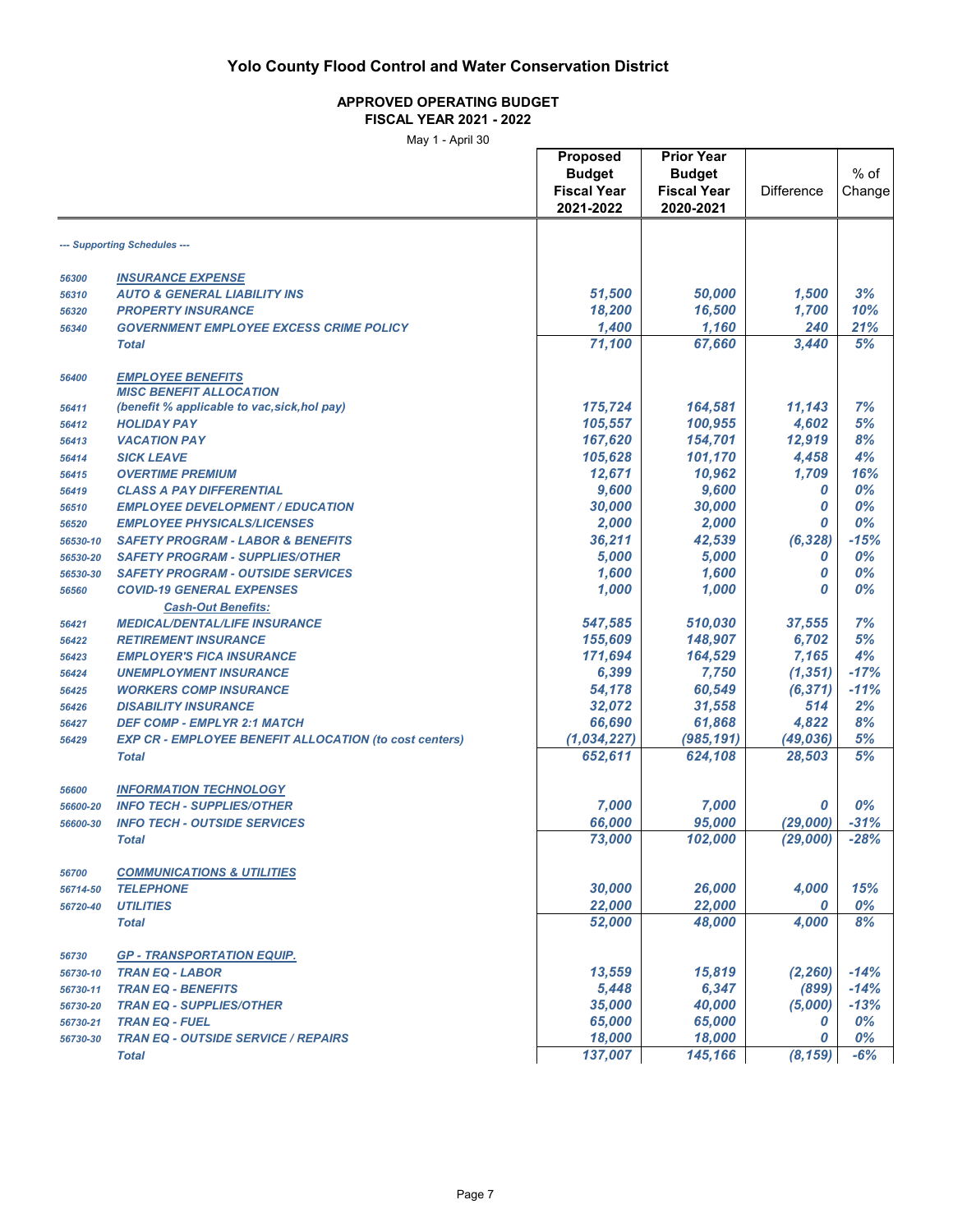# Yolo County Flood Control and Water Conservation District

## APPROVED OPERATING BUDGET
### FISCAL YEAR 2021 - 2022

May 1 - April 30

| Account | Description | Proposed Budget Fiscal Year 2021-2022 | Prior Year Budget Fiscal Year 2020-2021 | Difference | % of Change |
|---|---|---|---|---|---|
| | *--- Supporting Schedules ---* | | | | |
| 56300 | ***INSURANCE EXPENSE*** | | | | |
| 56310 | ***AUTO & GENERAL LIABILITY INS*** | ***51,500*** | ***50,000*** | ***1,500*** | ***3%*** |
| 56320 | ***PROPERTY INSURANCE*** | ***18,200*** | ***16,500*** | ***1,700*** | ***10%*** |
| 56340 | ***GOVERNMENT EMPLOYEE EXCESS CRIME POLICY*** | ***1,400*** | ***1,160*** | ***240*** | ***21%*** |
| | ***Total*** | ***71,100*** | ***67,660*** | ***3,440*** | ***5%*** |
| 56400 | ***EMPLOYEE BENEFITS*** | | | | |
| | ***MISC BENEFIT ALLOCATION*** | | | | |
| 56411 | ***(benefit % applicable to vac,sick,hol pay)*** | ***175,724*** | ***164,581*** | ***11,143*** | ***7%*** |
| 56412 | ***HOLIDAY PAY*** | ***105,557*** | ***100,955*** | ***4,602*** | ***5%*** |
| 56413 | ***VACATION PAY*** | ***167,620*** | ***154,701*** | ***12,919*** | ***8%*** |
| 56414 | ***SICK LEAVE*** | ***105,628*** | ***101,170*** | ***4,458*** | ***4%*** |
| 56415 | ***OVERTIME PREMIUM*** | ***12,671*** | ***10,962*** | ***1,709*** | ***16%*** |
| 56419 | ***CLASS A PAY DIFFERENTIAL*** | ***9,600*** | ***9,600*** | ***0*** | ***0%*** |
| 56510 | ***EMPLOYEE DEVELOPMENT / EDUCATION*** | ***30,000*** | ***30,000*** | ***0*** | ***0%*** |
| 56520 | ***EMPLOYEE PHYSICALS/LICENSES*** | ***2,000*** | ***2,000*** | ***0*** | ***0%*** |
| 56530-10 | ***SAFETY PROGRAM - LABOR & BENEFITS*** | ***36,211*** | ***42,539*** | ***(6,328)*** | ***-15%*** |
| 56530-20 | ***SAFETY PROGRAM - SUPPLIES/OTHER*** | ***5,000*** | ***5,000*** | ***0*** | ***0%*** |
| 56530-30 | ***SAFETY PROGRAM - OUTSIDE SERVICES*** | ***1,600*** | ***1,600*** | ***0*** | ***0%*** |
| 56560 | ***COVID-19 GENERAL EXPENSES*** | ***1,000*** | ***1,000*** | ***0*** | ***0%*** |
| | ***Cash-Out Benefits:*** | | | | |
| 56421 | ***MEDICAL/DENTAL/LIFE INSURANCE*** | ***547,585*** | ***510,030*** | ***37,555*** | ***7%*** |
| 56422 | ***RETIREMENT INSURANCE*** | ***155,609*** | ***148,907*** | ***6,702*** | ***5%*** |
| 56423 | ***EMPLOYER'S FICA INSURANCE*** | ***171,694*** | ***164,529*** | ***7,165*** | ***4%*** |
| 56424 | ***UNEMPLOYMENT INSURANCE*** | ***6,399*** | ***7,750*** | ***(1,351)*** | ***-17%*** |
| 56425 | ***WORKERS COMP INSURANCE*** | ***54,178*** | ***60,549*** | ***(6,371)*** | ***-11%*** |
| 56426 | ***DISABILITY INSURANCE*** | ***32,072*** | ***31,558*** | ***514*** | ***2%*** |
| 56427 | ***DEF COMP - EMPLYR 2:1 MATCH*** | ***66,690*** | ***61,868*** | ***4,822*** | ***8%*** |
| 56429 | ***EXP CR - EMPLOYEE BENEFIT ALLOCATION (to cost centers)*** | ***(1,034,227)*** | ***(985,191)*** | ***(49,036)*** | ***5%*** |
| | ***Total*** | ***652,611*** | ***624,108*** | ***28,503*** | ***5%*** |
| 56600 | ***INFORMATION TECHNOLOGY*** | | | | |
| 56600-20 | ***INFO TECH - SUPPLIES/OTHER*** | ***7,000*** | ***7,000*** | ***0*** | ***0%*** |
| 56600-30 | ***INFO TECH - OUTSIDE SERVICES*** | ***66,000*** | ***95,000*** | ***(29,000)*** | ***-31%*** |
| | ***Total*** | ***73,000*** | ***102,000*** | ***(29,000)*** | ***-28%*** |
| 56700 | ***COMMUNICATIONS & UTILITIES*** | | | | |
| 56714-50 | ***TELEPHONE*** | ***30,000*** | ***26,000*** | ***4,000*** | ***15%*** |
| 56720-40 | ***UTILITIES*** | ***22,000*** | ***22,000*** | ***0*** | ***0%*** |
| | ***Total*** | ***52,000*** | ***48,000*** | ***4,000*** | ***8%*** |
| 56730 | ***GP - TRANSPORTATION EQUIP.*** | | | | |
| 56730-10 | ***TRAN EQ - LABOR*** | ***13,559*** | ***15,819*** | ***(2,260)*** | ***-14%*** |
| 56730-11 | ***TRAN EQ - BENEFITS*** | ***5,448*** | ***6,347*** | ***(899)*** | ***-14%*** |
| 56730-20 | ***TRAN EQ - SUPPLIES/OTHER*** | ***35,000*** | ***40,000*** | ***(5,000)*** | ***-13%*** |
| 56730-21 | ***TRAN EQ - FUEL*** | ***65,000*** | ***65,000*** | ***0*** | ***0%*** |
| 56730-30 | ***TRAN EQ - OUTSIDE SERVICE / REPAIRS*** | ***18,000*** | ***18,000*** | ***0*** | ***0%*** |
| | ***Total*** | ***137,007*** | ***145,166*** | ***(8,159)*** | ***-6%*** |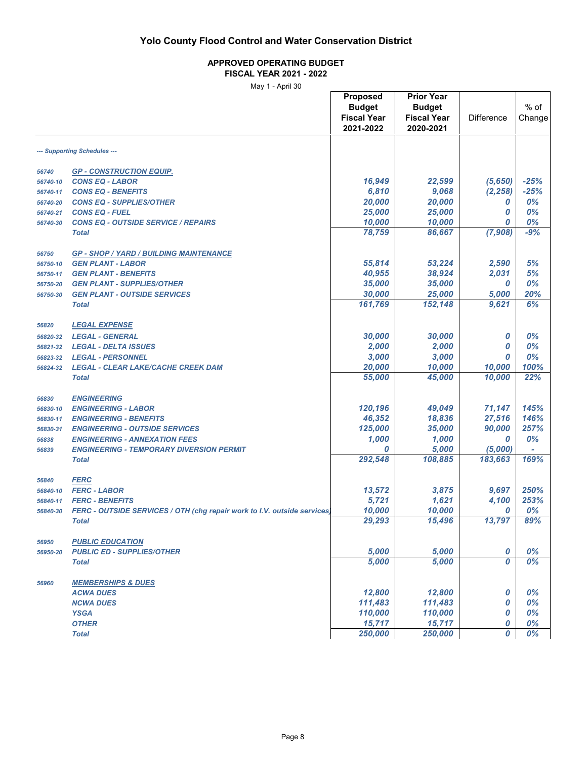# Yolo County Flood Control and Water Conservation District

## APPROVED OPERATING BUDGET
### FISCAL YEAR 2021 - 2022

May 1 - April 30

| | | Proposed Budget Fiscal Year 2021-2022 | Prior Year Budget Fiscal Year 2020-2021 | Difference | % of Change |
|---|---|---|---|---|---|
| *--- Supporting Schedules ---* | | | | | |
| 56740 | **GP - CONSTRUCTION EQUIP.** | | | | |
| 56740-10 | CONS EQ - LABOR | 16,949 | 22,599 | (5,650) | -25% |
| 56740-11 | CONS EQ - BENEFITS | 6,810 | 9,068 | (2,258) | -25% |
| 56740-20 | CONS EQ - SUPPLIES/OTHER | 20,000 | 20,000 | 0 | 0% |
| 56740-21 | CONS EQ - FUEL | 25,000 | 25,000 | 0 | 0% |
| 56740-30 | CONS EQ - OUTSIDE SERVICE / REPAIRS | 10,000 | 10,000 | 0 | 0% |
| | Total | 78,759 | 86,667 | (7,908) | -9% |
| 56750 | **GP - SHOP / YARD / BUILDING MAINTENANCE** | | | | |
| 56750-10 | GEN PLANT - LABOR | 55,814 | 53,224 | 2,590 | 5% |
| 56750-11 | GEN PLANT - BENEFITS | 40,955 | 38,924 | 2,031 | 5% |
| 56750-20 | GEN PLANT - SUPPLIES/OTHER | 35,000 | 35,000 | 0 | 0% |
| 56750-30 | GEN PLANT - OUTSIDE SERVICES | 30,000 | 25,000 | 5,000 | 20% |
| | Total | 161,769 | 152,148 | 9,621 | 6% |
| 56820 | **LEGAL EXPENSE** | | | | |
| 56820-32 | LEGAL - GENERAL | 30,000 | 30,000 | 0 | 0% |
| 56821-32 | LEGAL - DELTA ISSUES | 2,000 | 2,000 | 0 | 0% |
| 56823-32 | LEGAL - PERSONNEL | 3,000 | 3,000 | 0 | 0% |
| 56824-32 | LEGAL - CLEAR LAKE/CACHE CREEK DAM | 20,000 | 10,000 | 10,000 | 100% |
| | Total | 55,000 | 45,000 | 10,000 | 22% |
| 56830 | **ENGINEERING** | | | | |
| 56830-10 | ENGINEERING - LABOR | 120,196 | 49,049 | 71,147 | 145% |
| 56830-11 | ENGINEERING - BENEFITS | 46,352 | 18,836 | 27,516 | 146% |
| 56830-31 | ENGINEERING - OUTSIDE SERVICES | 125,000 | 35,000 | 90,000 | 257% |
| 56838 | ENGINEERING - ANNEXATION FEES | 1,000 | 1,000 | 0 | 0% |
| 56839 | ENGINEERING - TEMPORARY DIVERSION PERMIT | 0 | 5,000 | (5,000) | - |
| | Total | 292,548 | 108,885 | 183,663 | 169% |
| 56840 | **FERC** | | | | |
| 56840-10 | FERC - LABOR | 13,572 | 3,875 | 9,697 | 250% |
| 56840-11 | FERC - BENEFITS | 5,721 | 1,621 | 4,100 | 253% |
| 56840-30 | FERC - OUTSIDE SERVICES / OTH (chg repair work to I.V. outside services) | 10,000 | 10,000 | 0 | 0% |
| | Total | 29,293 | 15,496 | 13,797 | 89% |
| 56950 | **PUBLIC EDUCATION** | | | | |
| 56950-20 | PUBLIC ED - SUPPLIES/OTHER | 5,000 | 5,000 | 0 | 0% |
| | Total | 5,000 | 5,000 | 0 | 0% |
| 56960 | **MEMBERSHIPS & DUES** | | | | |
| | ACWA DUES | 12,800 | 12,800 | 0 | 0% |
| | NCWA DUES | 111,483 | 111,483 | 0 | 0% |
| | YSGA | 110,000 | 110,000 | 0 | 0% |
| | OTHER | 15,717 | 15,717 | 0 | 0% |
| | Total | 250,000 | 250,000 | 0 | 0% |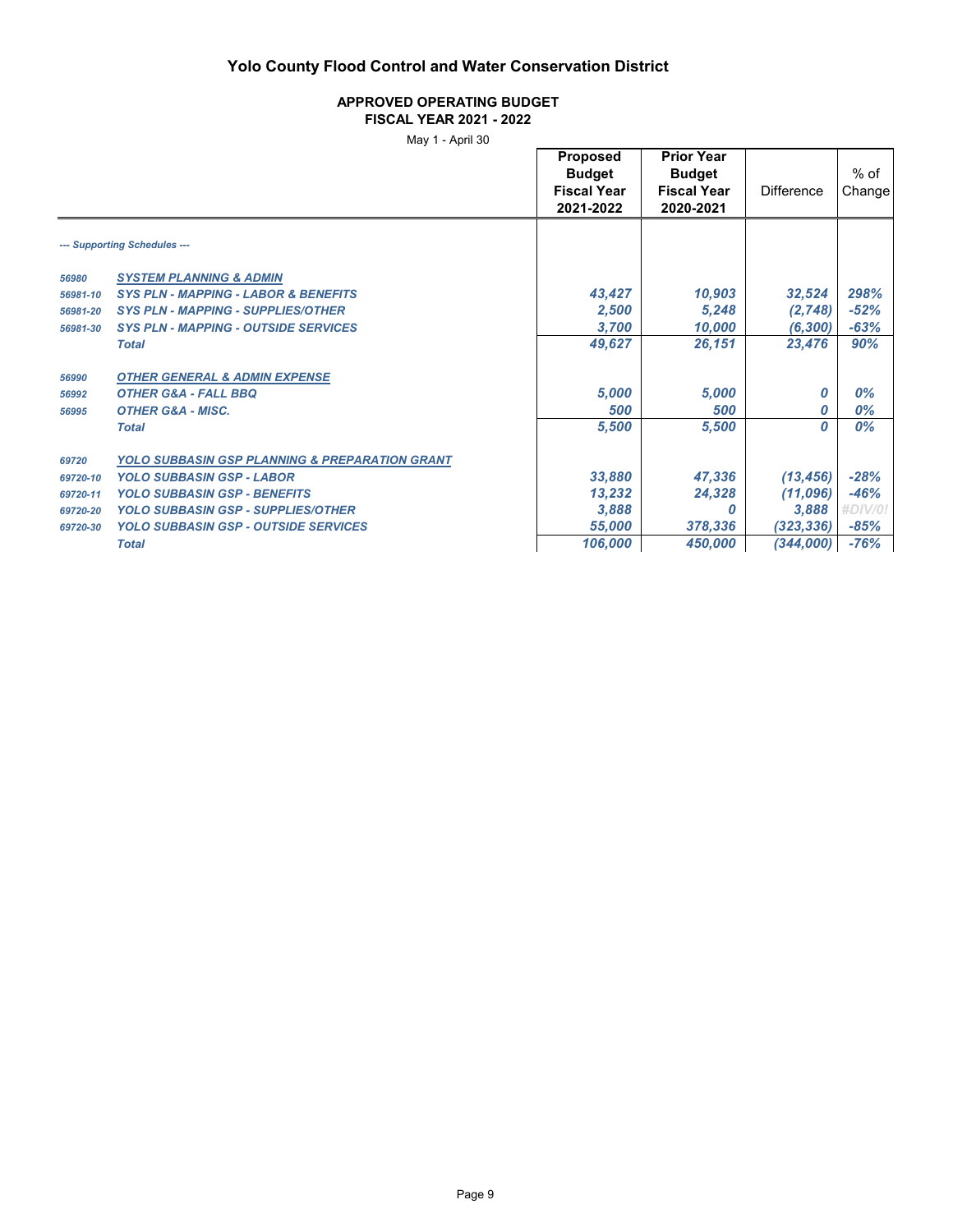# Yolo County Flood Control and Water Conservation District

## APPROVED OPERATING BUDGET
### FISCAL YEAR 2021 - 2022

May 1 - April 30

| | | Proposed Budget Fiscal Year 2021-2022 | Prior Year Budget Fiscal Year 2020-2021 | Difference | % of Change |
|---|---|---|---|---|---|
| | *--- Supporting Schedules ---* | | | | |
| 56980 | ***SYSTEM PLANNING & ADMIN*** | | | | |
| 56981-10 | ***SYS PLN - MAPPING - LABOR & BENEFITS*** | 43,427 | 10,903 | 32,524 | 298% |
| 56981-20 | ***SYS PLN - MAPPING - SUPPLIES/OTHER*** | 2,500 | 5,248 | (2,748) | -52% |
| 56981-30 | ***SYS PLN - MAPPING - OUTSIDE SERVICES*** | 3,700 | 10,000 | (6,300) | -63% |
| | ***Total*** | 49,627 | 26,151 | 23,476 | 90% |
| 56990 | ***OTHER GENERAL & ADMIN EXPENSE*** | | | | |
| 56992 | ***OTHER G&A - FALL BBQ*** | 5,000 | 5,000 | 0 | 0% |
| 56995 | ***OTHER G&A - MISC.*** | 500 | 500 | 0 | 0% |
| | ***Total*** | 5,500 | 5,500 | 0 | 0% |
| 69720 | ***YOLO SUBBASIN GSP PLANNING & PREPARATION GRANT*** | | | | |
| 69720-10 | ***YOLO SUBBASIN GSP - LABOR*** | 33,880 | 47,336 | (13,456) | -28% |
| 69720-11 | ***YOLO SUBBASIN GSP - BENEFITS*** | 13,232 | 24,328 | (11,096) | -46% |
| 69720-20 | ***YOLO SUBBASIN GSP - SUPPLIES/OTHER*** | 3,888 | 0 | 3,888 | #DIV/0! |
| 69720-30 | ***YOLO SUBBASIN GSP - OUTSIDE SERVICES*** | 55,000 | 378,336 | (323,336) | -85% |
| | ***Total*** | 106,000 | 450,000 | (344,000) | -76% |